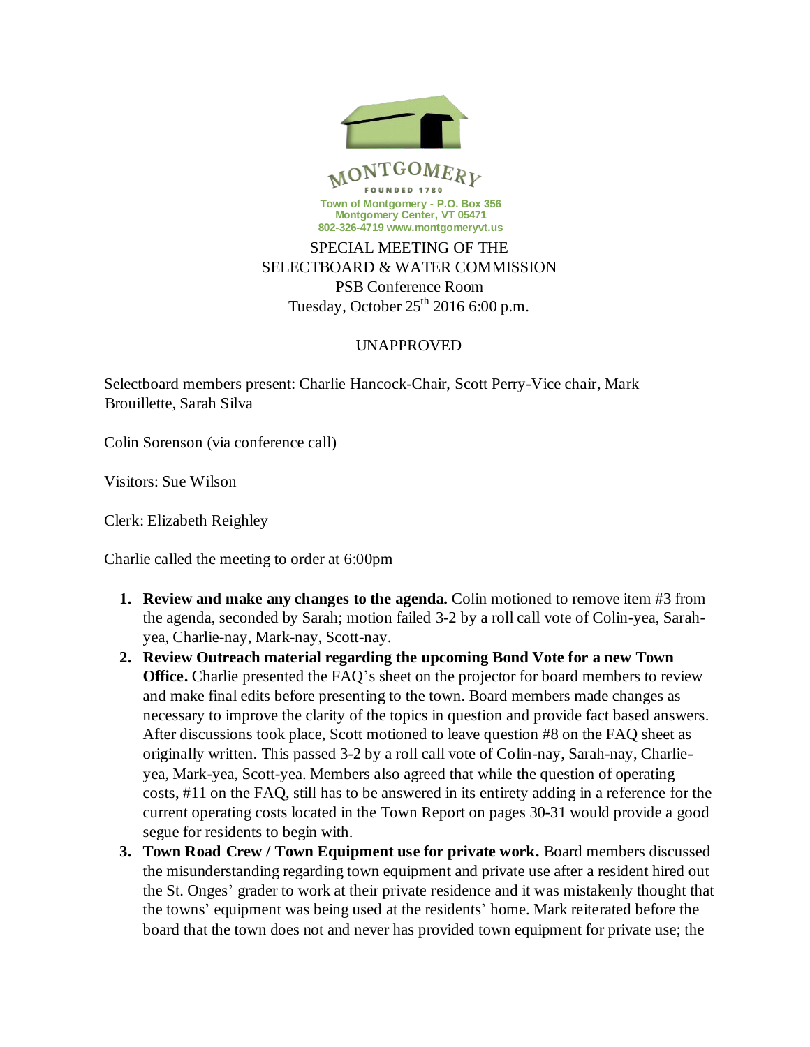MONTGOMERY

FOUNDED 1780

**Town of Montgomery - P.O. Box 356**
**Montgomery Center, VT 05471**
**802-326-4719 www.montgomeryvt.us**

SPECIAL MEETING OF THE
SELECTBOARD & WATER COMMISSION
PSB Conference Room
Tuesday, October 25th 2016 6:00 p.m.

UNAPPROVED

Selectboard members present: Charlie Hancock-Chair, Scott Perry-Vice chair, Mark Brouillette, Sarah Silva

Colin Sorenson (via conference call)

Visitors: Sue Wilson

Clerk: Elizabeth Reighley

Charlie called the meeting to order at 6:00pm

1. **Review and make any changes to the agenda.** Colin motioned to remove item #3 from the agenda, seconded by Sarah; motion failed 3-2 by a roll call vote of Colin-yea, Sarah-yea, Charlie-nay, Mark-nay, Scott-nay.
2. **Review Outreach material regarding the upcoming Bond Vote for a new Town Office.** Charlie presented the FAQ's sheet on the projector for board members to review and make final edits before presenting to the town. Board members made changes as necessary to improve the clarity of the topics in question and provide fact based answers. After discussions took place, Scott motioned to leave question #8 on the FAQ sheet as originally written. This passed 3-2 by a roll call vote of Colin-nay, Sarah-nay, Charlie-yea, Mark-yea, Scott-yea. Members also agreed that while the question of operating costs, #11 on the FAQ, still has to be answered in its entirety adding in a reference for the current operating costs located in the Town Report on pages 30-31 would provide a good segue for residents to begin with.
3. **Town Road Crew / Town Equipment use for private work.** Board members discussed the misunderstanding regarding town equipment and private use after a resident hired out the St. Onges' grader to work at their private residence and it was mistakenly thought that the towns' equipment was being used at the residents' home. Mark reiterated before the board that the town does not and never has provided town equipment for private use; the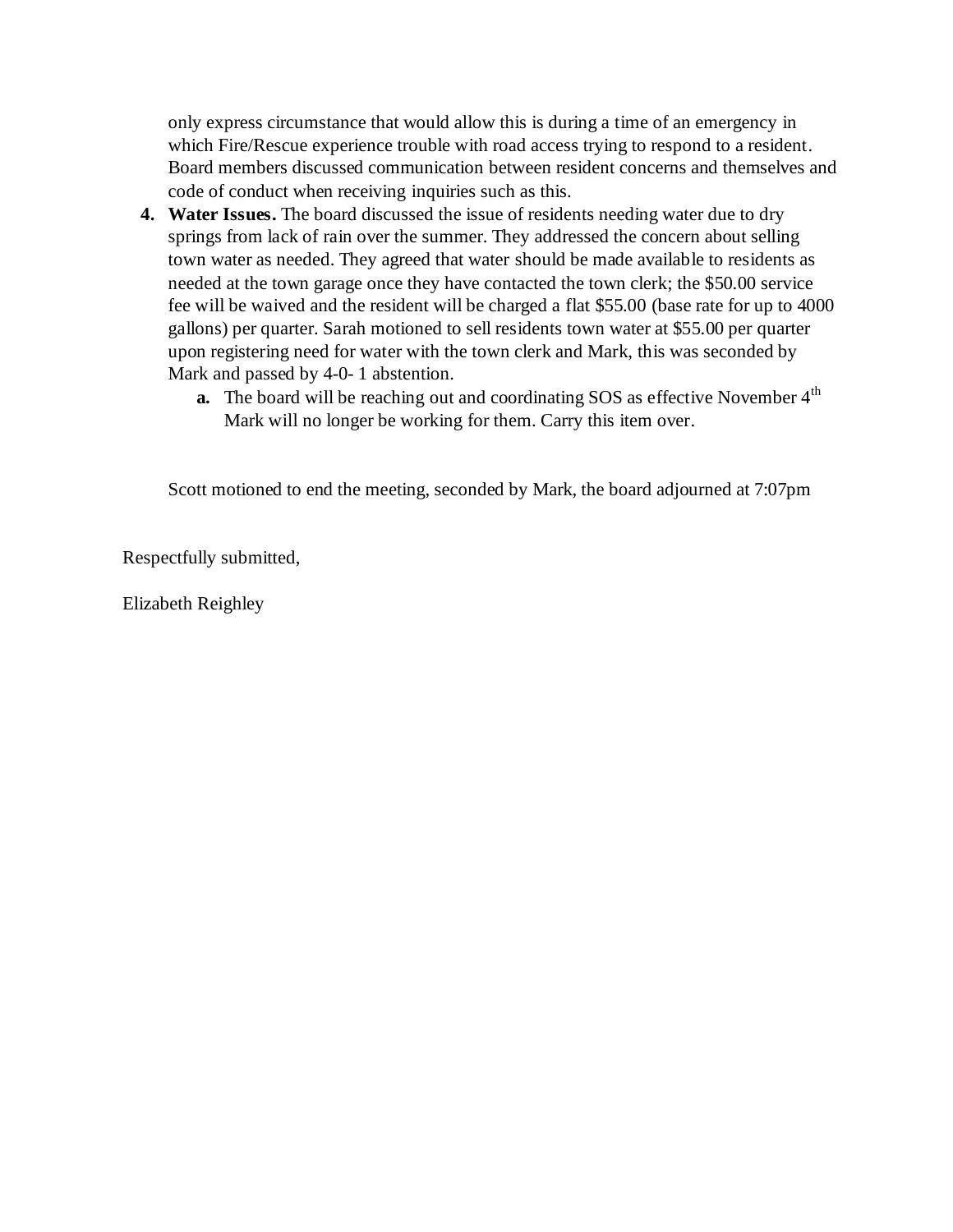only express circumstance that would allow this is during a time of an emergency in which Fire/Rescue experience trouble with road access trying to respond to a resident. Board members discussed communication between resident concerns and themselves and code of conduct when receiving inquiries such as this.

4. **Water Issues.** The board discussed the issue of residents needing water due to dry springs from lack of rain over the summer. They addressed the concern about selling town water as needed. They agreed that water should be made available to residents as needed at the town garage once they have contacted the town clerk; the $50.00 service fee will be waived and the resident will be charged a flat $55.00 (base rate for up to 4000 gallons) per quarter. Sarah motioned to sell residents town water at $55.00 per quarter upon registering need for water with the town clerk and Mark, this was seconded by Mark and passed by 4-0- 1 abstention.
    - **a.** The board will be reaching out and coordinating SOS as effective November 4th Mark will no longer be working for them. Carry this item over.

Scott motioned to end the meeting, seconded by Mark, the board adjourned at 7:07pm

Respectfully submitted,

Elizabeth Reighley